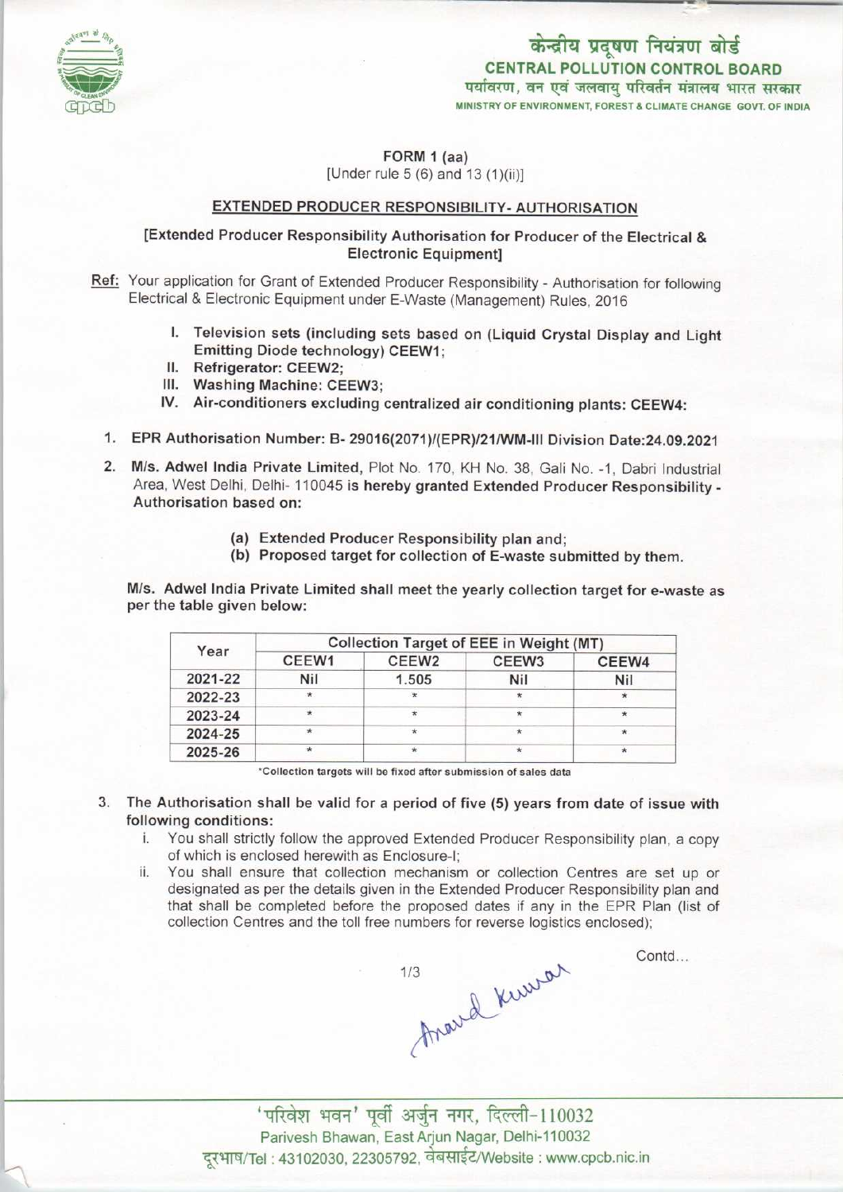केन्द्रीय प्रदूषण नियंत्रण बोर्ड
**CENTRAL POLLUTION CONTROL BOARD**
पर्यावरण, वन एवं जलवायु परिवर्तन मंत्रालय भारत सरकार
MINISTRY OF ENVIRONMENT, FOREST & CLIMATE CHANGE GOVT. OF INDIA

**FORM 1 (aa)**
[Under rule 5 (6) and 13 (1)(ii)]

**EXTENDED PRODUCER RESPONSIBILITY- AUTHORISATION**

**[Extended Producer Responsibility Authorisation for Producer of the Electrical & Electronic Equipment]**

**Ref:** Your application for Grant of Extended Producer Responsibility - Authorisation for following Electrical & Electronic Equipment under E-Waste (Management) Rules, 2016

I. **Television sets (including sets based on (Liquid Crystal Display and Light Emitting Diode technology) CEEW1;**
II. **Refrigerator: CEEW2;**
III. **Washing Machine: CEEW3;**
IV. **Air-conditioners excluding centralized air conditioning plants: CEEW4:**

1. **EPR Authorisation Number: B- 29016(2071)/(EPR)/21/WM-III Division Date:24.09.2021**

2. **M/s. Adwel India Private Limited,** Plot No. 170, KH No. 38, Gali No. -1, Dabri Industrial Area, West Delhi, Delhi- 110045 **is hereby granted Extended Producer Responsibility - Authorisation based on:**

   **(a) Extended Producer Responsibility plan and;**
   **(b) Proposed target for collection of E-waste submitted by them.**

**M/s. Adwel India Private Limited shall meet the yearly collection target for e-waste as per the table given below:**

| Year | Collection Target of EEE in Weight (MT) | | | |
|---|---|---|---|---|
| | CEEW1 | CEEW2 | CEEW3 | CEEW4 |
| 2021-22 | Nil | 1.505 | Nil | Nil |
| 2022-23 | * | * | * | * |
| 2023-24 | * | * | * | * |
| 2024-25 | * | * | * | * |
| 2025-26 | * | * | * | * |

*Collection targets will be fixed after submission of sales data

3. **The Authorisation shall be valid for a period of five (5) years from date of issue with following conditions:**
   i. You shall strictly follow the approved Extended Producer Responsibility plan, a copy of which is enclosed herewith as Enclosure-I;
   ii. You shall ensure that collection mechanism or collection Centres are set up or designated as per the details given in the Extended Producer Responsibility plan and that shall be completed before the proposed dates if any in the EPR Plan (list of collection Centres and the toll free numbers for reverse logistics enclosed);

Contd...

Anand Kumar

'परिवेश भवन' पूर्वी अर्जुन नगर, दिल्ली-110032
Parivesh Bhawan, East Arjun Nagar, Delhi-110032
दूरभाष/Tel : 43102030, 22305792, वेबसाईट/Website : www.cpcb.nic.in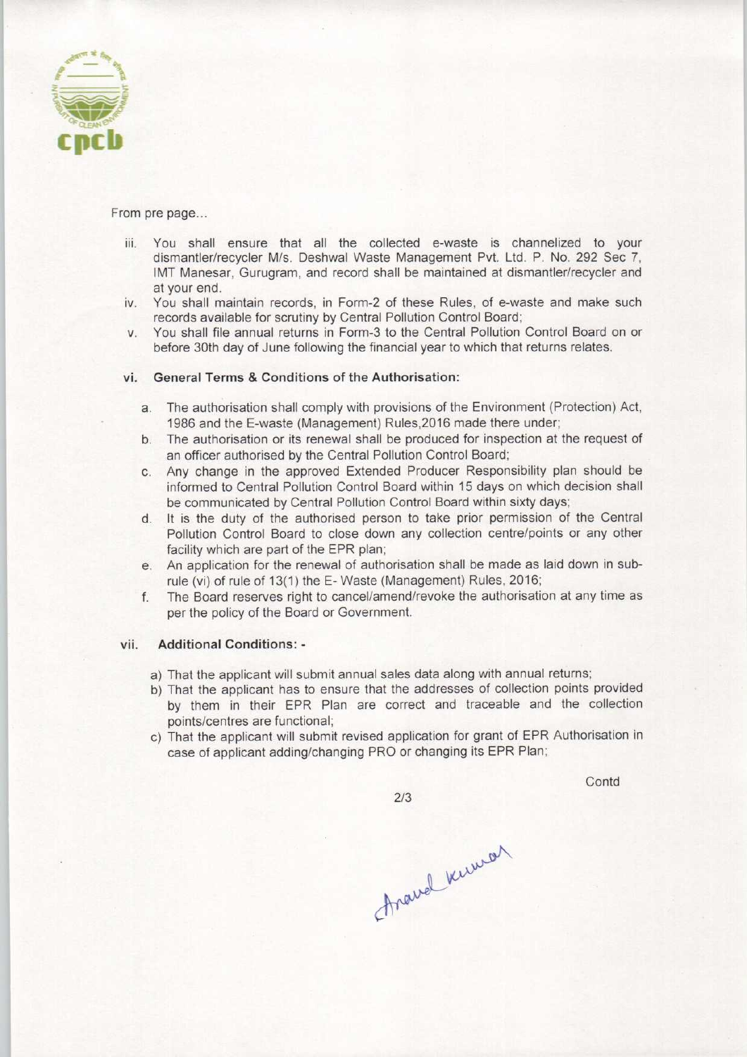From pre page...

iii. You shall ensure that all the collected e-waste is channelized to your dismantler/recycler M/s. Deshwal Waste Management Pvt. Ltd. P. No. 292 Sec 7, IMT Manesar, Gurugram, and record shall be maintained at dismantler/recycler and at your end.

iv. You shall maintain records, in Form-2 of these Rules, of e-waste and make such records available for scrutiny by Central Pollution Control Board;

v. You shall file annual returns in Form-3 to the Central Pollution Control Board on or before 30th day of June following the financial year to which that returns relates.

vi. **General Terms & Conditions of the Authorisation:**

a. The authorisation shall comply with provisions of the Environment (Protection) Act, 1986 and the E-waste (Management) Rules,2016 made there under;

b. The authorisation or its renewal shall be produced for inspection at the request of an officer authorised by the Central Pollution Control Board;

c. Any change in the approved Extended Producer Responsibility plan should be informed to Central Pollution Control Board within 15 days on which decision shall be communicated by Central Pollution Control Board within sixty days;

d. It is the duty of the authorised person to take prior permission of the Central Pollution Control Board to close down any collection centre/points or any other facility which are part of the EPR plan;

e. An application for the renewal of authorisation shall be made as laid down in sub-rule (vi) of rule of 13(1) the E- Waste (Management) Rules, 2016;

f. The Board reserves right to cancel/amend/revoke the authorisation at any time as per the policy of the Board or Government.

vii. **Additional Conditions: -**

a) That the applicant will submit annual sales data along with annual returns;

b) That the applicant has to ensure that the addresses of collection points provided by them in their EPR Plan are correct and traceable and the collection points/centres are functional;

c) That the applicant will submit revised application for grant of EPR Authorisation in case of applicant adding/changing PRO or changing its EPR Plan;

Contd

Anand Kumar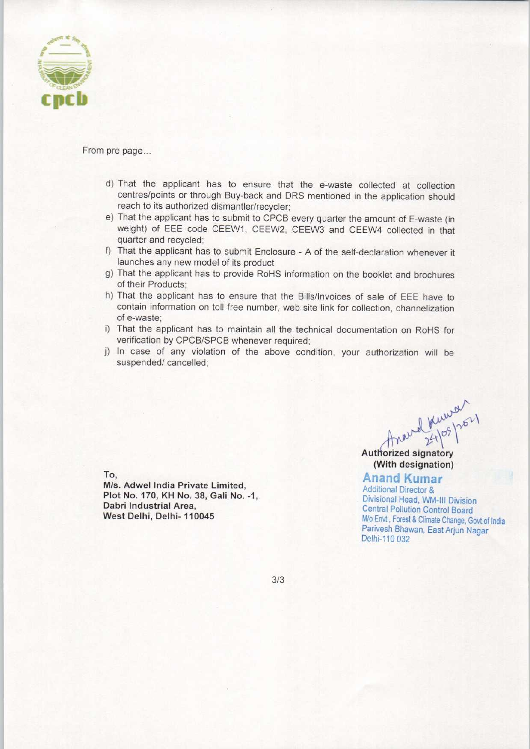From pre page...

d) That the applicant has to ensure that the e-waste collected at collection centres/points or through Buy-back and DRS mentioned in the application should reach to its authorized dismantler/recycler;

e) That the applicant has to submit to CPCB every quarter the amount of E-waste (in weight) of EEE code CEEW1, CEEW2, CEEW3 and CEEW4 collected in that quarter and recycled;

f) That the applicant has to submit Enclosure - A of the self-declaration whenever it launches any new model of its product

g) That the applicant has to provide RoHS information on the booklet and brochures of their Products;

h) That the applicant has to ensure that the Bills/Invoices of sale of EEE have to contain information on toll free number, web site link for collection, channelization of e-waste;

i) That the applicant has to maintain all the technical documentation on RoHS for verification by CPCB/SPCB whenever required;

j) In case of any violation of the above condition, your authorization will be suspended/ cancelled;

Anand Kumar
24/05/2021

**Authorized signatory**
**(With designation)**

**Anand Kumar**
Additional Director &
Divisional Head, WM-III Division
Central Pollution Control Board
M/o Envt., Forest & Climate Change, Govt.of India
Parivesh Bhawan, East Arjun Nagar
Delhi-110 032

To,
**M/s. Adwel India Private Limited,**
**Plot No. 170, KH No. 38, Gali No. -1,**
**Dabri Industrial Area,**
**West Delhi, Delhi- 110045**